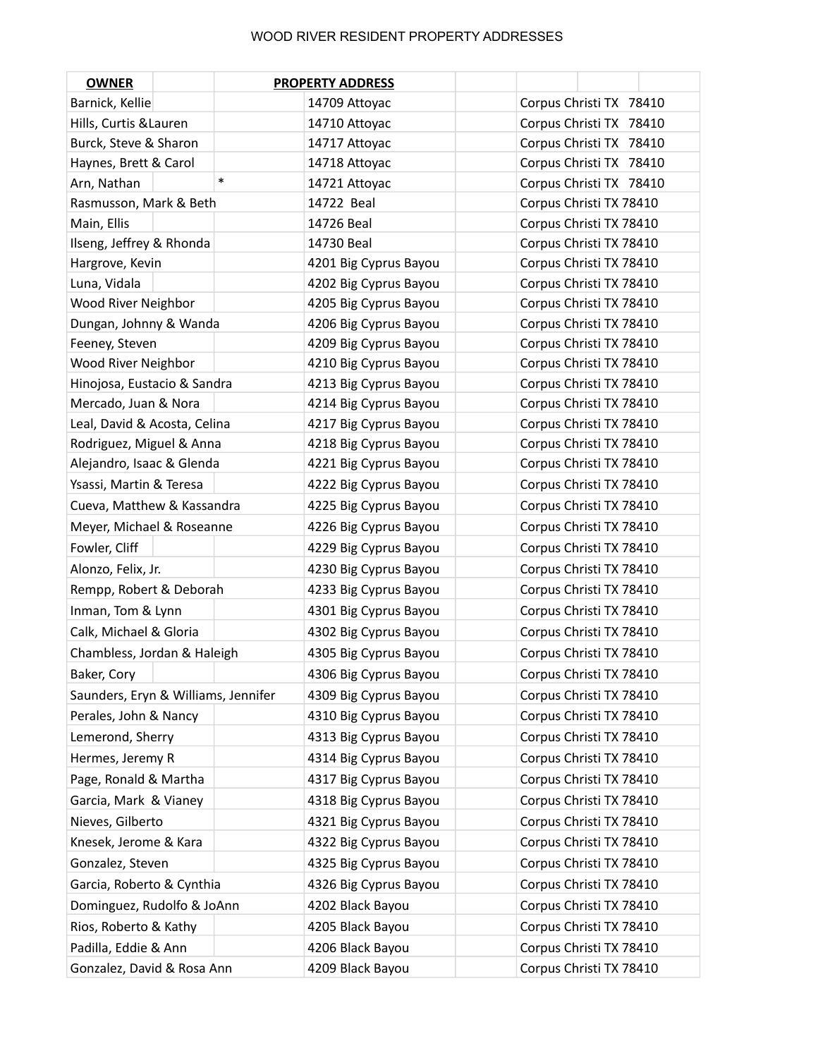WOOD RIVER RESIDENT PROPERTY ADDRESSES

| OWNER | | PROPERTY ADDRESS | |
| --- | --- | --- | --- |
| Barnick, Kellie | | 14709 Attoyac | Corpus Christi TX 78410 |
| Hills, Curtis &Lauren | | 14710 Attoyac | Corpus Christi TX 78410 |
| Burck, Steve & Sharon | | 14717 Attoyac | Corpus Christi TX 78410 |
| Haynes, Brett & Carol | | 14718 Attoyac | Corpus Christi TX 78410 |
| Arn, Nathan | * | 14721 Attoyac | Corpus Christi TX 78410 |
| Rasmusson, Mark & Beth | | 14722 Beal | Corpus Christi TX 78410 |
| Main, Ellis | | 14726 Beal | Corpus Christi TX 78410 |
| Ilseng, Jeffrey & Rhonda | | 14730 Beal | Corpus Christi TX 78410 |
| Hargrove, Kevin | | 4201 Big Cyprus Bayou | Corpus Christi TX 78410 |
| Luna, Vidala | | 4202 Big Cyprus Bayou | Corpus Christi TX 78410 |
| Wood River Neighbor | | 4205 Big Cyprus Bayou | Corpus Christi TX 78410 |
| Dungan, Johnny & Wanda | | 4206 Big Cyprus Bayou | Corpus Christi TX 78410 |
| Feeney, Steven | | 4209 Big Cyprus Bayou | Corpus Christi TX 78410 |
| Wood River Neighbor | | 4210 Big Cyprus Bayou | Corpus Christi TX 78410 |
| Hinojosa, Eustacio & Sandra | | 4213 Big Cyprus Bayou | Corpus Christi TX 78410 |
| Mercado, Juan & Nora | | 4214 Big Cyprus Bayou | Corpus Christi TX 78410 |
| Leal, David & Acosta, Celina | | 4217 Big Cyprus Bayou | Corpus Christi TX 78410 |
| Rodriguez, Miguel & Anna | | 4218 Big Cyprus Bayou | Corpus Christi TX 78410 |
| Alejandro, Isaac & Glenda | | 4221 Big Cyprus Bayou | Corpus Christi TX 78410 |
| Ysassi, Martin & Teresa | | 4222 Big Cyprus Bayou | Corpus Christi TX 78410 |
| Cueva, Matthew & Kassandra | | 4225 Big Cyprus Bayou | Corpus Christi TX 78410 |
| Meyer, Michael & Roseanne | | 4226 Big Cyprus Bayou | Corpus Christi TX 78410 |
| Fowler, Cliff | | 4229 Big Cyprus Bayou | Corpus Christi TX 78410 |
| Alonzo, Felix, Jr. | | 4230 Big Cyprus Bayou | Corpus Christi TX 78410 |
| Rempp, Robert & Deborah | | 4233 Big Cyprus Bayou | Corpus Christi TX 78410 |
| Inman, Tom & Lynn | | 4301 Big Cyprus Bayou | Corpus Christi TX 78410 |
| Calk, Michael & Gloria | | 4302 Big Cyprus Bayou | Corpus Christi TX 78410 |
| Chambless, Jordan & Haleigh | | 4305 Big Cyprus Bayou | Corpus Christi TX 78410 |
| Baker, Cory | | 4306 Big Cyprus Bayou | Corpus Christi TX 78410 |
| Saunders, Eryn & Williams, Jennifer | | 4309 Big Cyprus Bayou | Corpus Christi TX 78410 |
| Perales, John & Nancy | | 4310 Big Cyprus Bayou | Corpus Christi TX 78410 |
| Lemerond, Sherry | | 4313 Big Cyprus Bayou | Corpus Christi TX 78410 |
| Hermes, Jeremy R | | 4314 Big Cyprus Bayou | Corpus Christi TX 78410 |
| Page, Ronald & Martha | | 4317 Big Cyprus Bayou | Corpus Christi TX 78410 |
| Garcia, Mark & Vianey | | 4318 Big Cyprus Bayou | Corpus Christi TX 78410 |
| Nieves, Gilberto | | 4321 Big Cyprus Bayou | Corpus Christi TX 78410 |
| Knesek, Jerome & Kara | | 4322 Big Cyprus Bayou | Corpus Christi TX 78410 |
| Gonzalez, Steven | | 4325 Big Cyprus Bayou | Corpus Christi TX 78410 |
| Garcia, Roberto & Cynthia | | 4326 Big Cyprus Bayou | Corpus Christi TX 78410 |
| Dominguez, Rudolfo & JoAnn | | 4202 Black Bayou | Corpus Christi TX 78410 |
| Rios, Roberto & Kathy | | 4205 Black Bayou | Corpus Christi TX 78410 |
| Padilla, Eddie & Ann | | 4206 Black Bayou | Corpus Christi TX 78410 |
| Gonzalez, David & Rosa Ann | | 4209 Black Bayou | Corpus Christi TX 78410 |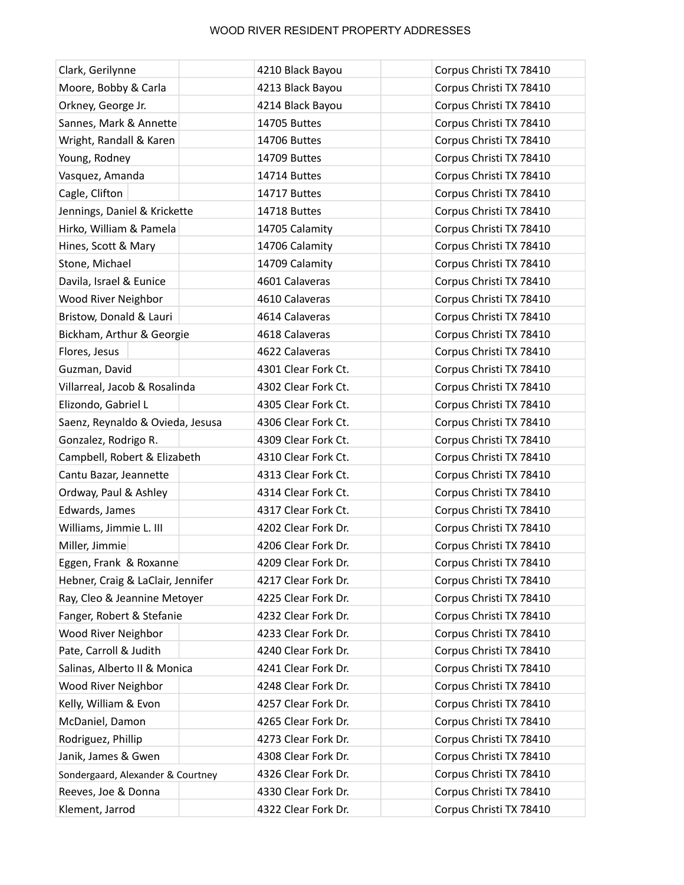# WOOD RIVER RESIDENT PROPERTY ADDRESSES

| | | |
|---|---|---|
| Clark, Gerilynne | 4210 Black Bayou | Corpus Christi TX 78410 |
| Moore, Bobby & Carla | 4213 Black Bayou | Corpus Christi TX 78410 |
| Orkney, George Jr. | 4214 Black Bayou | Corpus Christi TX 78410 |
| Sannes, Mark & Annette | 14705 Buttes | Corpus Christi TX 78410 |
| Wright, Randall & Karen | 14706 Buttes | Corpus Christi TX 78410 |
| Young, Rodney | 14709 Buttes | Corpus Christi TX 78410 |
| Vasquez, Amanda | 14714 Buttes | Corpus Christi TX 78410 |
| Cagle, Clifton | 14717 Buttes | Corpus Christi TX 78410 |
| Jennings, Daniel & Krickette | 14718 Buttes | Corpus Christi TX 78410 |
| Hirko, William & Pamela | 14705 Calamity | Corpus Christi TX 78410 |
| Hines, Scott & Mary | 14706 Calamity | Corpus Christi TX 78410 |
| Stone, Michael | 14709 Calamity | Corpus Christi TX 78410 |
| Davila, Israel & Eunice | 4601 Calaveras | Corpus Christi TX 78410 |
| Wood River Neighbor | 4610 Calaveras | Corpus Christi TX 78410 |
| Bristow, Donald & Lauri | 4614 Calaveras | Corpus Christi TX 78410 |
| Bickham, Arthur & Georgie | 4618 Calaveras | Corpus Christi TX 78410 |
| Flores, Jesus | 4622 Calaveras | Corpus Christi TX 78410 |
| Guzman, David | 4301 Clear Fork Ct. | Corpus Christi TX 78410 |
| Villarreal, Jacob & Rosalinda | 4302 Clear Fork Ct. | Corpus Christi TX 78410 |
| Elizondo, Gabriel L | 4305 Clear Fork Ct. | Corpus Christi TX 78410 |
| Saenz, Reynaldo & Ovieda, Jesusa | 4306 Clear Fork Ct. | Corpus Christi TX 78410 |
| Gonzalez, Rodrigo R. | 4309 Clear Fork Ct. | Corpus Christi TX 78410 |
| Campbell, Robert & Elizabeth | 4310 Clear Fork Ct. | Corpus Christi TX 78410 |
| Cantu Bazar, Jeannette | 4313 Clear Fork Ct. | Corpus Christi TX 78410 |
| Ordway, Paul & Ashley | 4314 Clear Fork Ct. | Corpus Christi TX 78410 |
| Edwards, James | 4317 Clear Fork Ct. | Corpus Christi TX 78410 |
| Williams, Jimmie L. III | 4202 Clear Fork Dr. | Corpus Christi TX 78410 |
| Miller, Jimmie | 4206 Clear Fork Dr. | Corpus Christi TX 78410 |
| Eggen, Frank & Roxanne | 4209 Clear Fork Dr. | Corpus Christi TX 78410 |
| Hebner, Craig & LaClair, Jennifer | 4217 Clear Fork Dr. | Corpus Christi TX 78410 |
| Ray, Cleo & Jeannine Metoyer | 4225 Clear Fork Dr. | Corpus Christi TX 78410 |
| Fanger, Robert & Stefanie | 4232 Clear Fork Dr. | Corpus Christi TX 78410 |
| Wood River Neighbor | 4233 Clear Fork Dr. | Corpus Christi TX 78410 |
| Pate, Carroll & Judith | 4240 Clear Fork Dr. | Corpus Christi TX 78410 |
| Salinas, Alberto II & Monica | 4241 Clear Fork Dr. | Corpus Christi TX 78410 |
| Wood River Neighbor | 4248 Clear Fork Dr. | Corpus Christi TX 78410 |
| Kelly, William & Evon | 4257 Clear Fork Dr. | Corpus Christi TX 78410 |
| McDaniel, Damon | 4265 Clear Fork Dr. | Corpus Christi TX 78410 |
| Rodriguez, Phillip | 4273 Clear Fork Dr. | Corpus Christi TX 78410 |
| Janik, James & Gwen | 4308 Clear Fork Dr. | Corpus Christi TX 78410 |
| Sondergaard, Alexander & Courtney | 4326 Clear Fork Dr. | Corpus Christi TX 78410 |
| Reeves, Joe & Donna | 4330 Clear Fork Dr. | Corpus Christi TX 78410 |
| Klement, Jarrod | 4322 Clear Fork Dr. | Corpus Christi TX 78410 |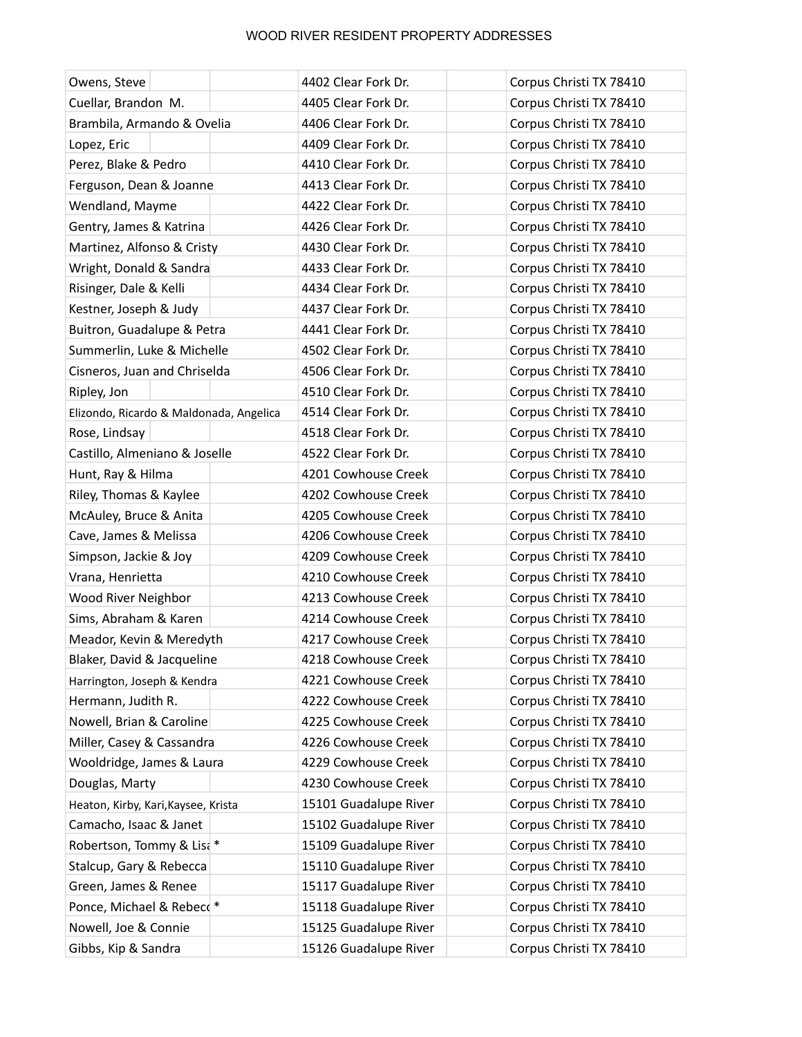# WOOD RIVER RESIDENT PROPERTY ADDRESSES

| | | | |
|---|---|---|---|
| Owens, Steve | | 4402 Clear Fork Dr. | Corpus Christi TX 78410 |
| Cuellar, Brandon M. | | 4405 Clear Fork Dr. | Corpus Christi TX 78410 |
| Brambila, Armando & Ovelia | | 4406 Clear Fork Dr. | Corpus Christi TX 78410 |
| Lopez, Eric | | 4409 Clear Fork Dr. | Corpus Christi TX 78410 |
| Perez, Blake & Pedro | | 4410 Clear Fork Dr. | Corpus Christi TX 78410 |
| Ferguson, Dean & Joanne | | 4413 Clear Fork Dr. | Corpus Christi TX 78410 |
| Wendland, Mayme | | 4422 Clear Fork Dr. | Corpus Christi TX 78410 |
| Gentry, James & Katrina | | 4426 Clear Fork Dr. | Corpus Christi TX 78410 |
| Martinez, Alfonso & Cristy | | 4430 Clear Fork Dr. | Corpus Christi TX 78410 |
| Wright, Donald & Sandra | | 4433 Clear Fork Dr. | Corpus Christi TX 78410 |
| Risinger, Dale & Kelli | | 4434 Clear Fork Dr. | Corpus Christi TX 78410 |
| Kestner, Joseph & Judy | | 4437 Clear Fork Dr. | Corpus Christi TX 78410 |
| Buitron, Guadalupe & Petra | | 4441 Clear Fork Dr. | Corpus Christi TX 78410 |
| Summerlin, Luke & Michelle | | 4502 Clear Fork Dr. | Corpus Christi TX 78410 |
| Cisneros, Juan and Chriselda | | 4506 Clear Fork Dr. | Corpus Christi TX 78410 |
| Ripley, Jon | | 4510 Clear Fork Dr. | Corpus Christi TX 78410 |
| Elizondo, Ricardo & Maldonada, Angelica | | 4514 Clear Fork Dr. | Corpus Christi TX 78410 |
| Rose, Lindsay | | 4518 Clear Fork Dr. | Corpus Christi TX 78410 |
| Castillo, Almeniano & Joselle | | 4522 Clear Fork Dr. | Corpus Christi TX 78410 |
| Hunt, Ray & Hilma | | 4201 Cowhouse Creek | Corpus Christi TX 78410 |
| Riley, Thomas & Kaylee | | 4202 Cowhouse Creek | Corpus Christi TX 78410 |
| McAuley, Bruce & Anita | | 4205 Cowhouse Creek | Corpus Christi TX 78410 |
| Cave, James & Melissa | | 4206 Cowhouse Creek | Corpus Christi TX 78410 |
| Simpson, Jackie & Joy | | 4209 Cowhouse Creek | Corpus Christi TX 78410 |
| Vrana, Henrietta | | 4210 Cowhouse Creek | Corpus Christi TX 78410 |
| Wood River Neighbor | | 4213 Cowhouse Creek | Corpus Christi TX 78410 |
| Sims, Abraham & Karen | | 4214 Cowhouse Creek | Corpus Christi TX 78410 |
| Meador, Kevin & Meredyth | | 4217 Cowhouse Creek | Corpus Christi TX 78410 |
| Blaker, David & Jacqueline | | 4218 Cowhouse Creek | Corpus Christi TX 78410 |
| Harrington, Joseph & Kendra | | 4221 Cowhouse Creek | Corpus Christi TX 78410 |
| Hermann, Judith R. | | 4222 Cowhouse Creek | Corpus Christi TX 78410 |
| Nowell, Brian & Caroline | | 4225 Cowhouse Creek | Corpus Christi TX 78410 |
| Miller, Casey & Cassandra | | 4226 Cowhouse Creek | Corpus Christi TX 78410 |
| Wooldridge, James & Laura | | 4229 Cowhouse Creek | Corpus Christi TX 78410 |
| Douglas, Marty | | 4230 Cowhouse Creek | Corpus Christi TX 78410 |
| Heaton, Kirby, Kari,Kaysee, Krista | | 15101 Guadalupe River | Corpus Christi TX 78410 |
| Camacho, Isaac & Janet | | 15102 Guadalupe River | Corpus Christi TX 78410 |
| Robertson, Tommy & Lis | * | 15109 Guadalupe River | Corpus Christi TX 78410 |
| Stalcup, Gary & Rebecca | | 15110 Guadalupe River | Corpus Christi TX 78410 |
| Green, James & Renee | | 15117 Guadalupe River | Corpus Christi TX 78410 |
| Ponce, Michael & Rebecc | * | 15118 Guadalupe River | Corpus Christi TX 78410 |
| Nowell, Joe & Connie | | 15125 Guadalupe River | Corpus Christi TX 78410 |
| Gibbs, Kip & Sandra | | 15126 Guadalupe River | Corpus Christi TX 78410 |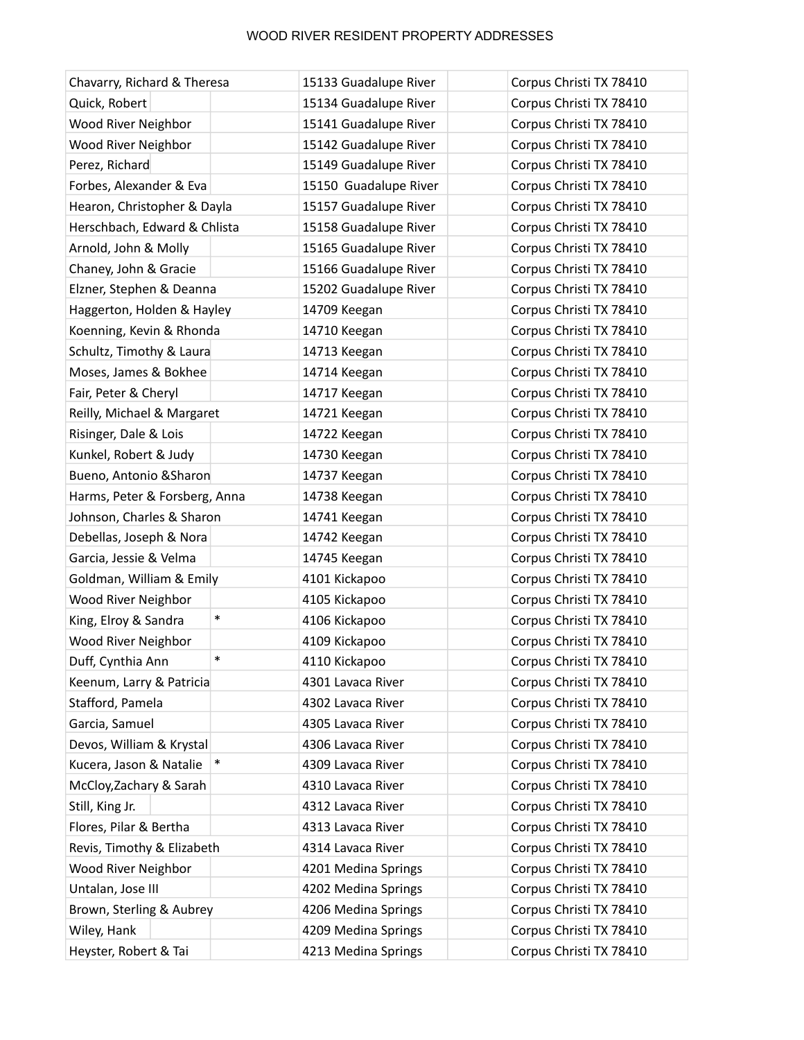# WOOD RIVER RESIDENT PROPERTY ADDRESSES

| | | | |
|---|---|---|---|
| Chavarry, Richard & Theresa | | 15133 Guadalupe River | Corpus Christi TX 78410 |
| Quick, Robert | | 15134 Guadalupe River | Corpus Christi TX 78410 |
| Wood River Neighbor | | 15141 Guadalupe River | Corpus Christi TX 78410 |
| Wood River Neighbor | | 15142 Guadalupe River | Corpus Christi TX 78410 |
| Perez, Richard | | 15149 Guadalupe River | Corpus Christi TX 78410 |
| Forbes, Alexander & Eva | | 15150 Guadalupe River | Corpus Christi TX 78410 |
| Hearon, Christopher & Dayla | | 15157 Guadalupe River | Corpus Christi TX 78410 |
| Herschbach, Edward & Chlista | | 15158 Guadalupe River | Corpus Christi TX 78410 |
| Arnold, John & Molly | | 15165 Guadalupe River | Corpus Christi TX 78410 |
| Chaney, John & Gracie | | 15166 Guadalupe River | Corpus Christi TX 78410 |
| Elzner, Stephen & Deanna | | 15202 Guadalupe River | Corpus Christi TX 78410 |
| Haggerton, Holden & Hayley | | 14709 Keegan | Corpus Christi TX 78410 |
| Koenning, Kevin & Rhonda | | 14710 Keegan | Corpus Christi TX 78410 |
| Schultz, Timothy & Laura | | 14713 Keegan | Corpus Christi TX 78410 |
| Moses, James & Bokhee | | 14714 Keegan | Corpus Christi TX 78410 |
| Fair, Peter & Cheryl | | 14717 Keegan | Corpus Christi TX 78410 |
| Reilly, Michael & Margaret | | 14721 Keegan | Corpus Christi TX 78410 |
| Risinger, Dale & Lois | | 14722 Keegan | Corpus Christi TX 78410 |
| Kunkel, Robert & Judy | | 14730 Keegan | Corpus Christi TX 78410 |
| Bueno, Antonio &Sharon | | 14737 Keegan | Corpus Christi TX 78410 |
| Harms, Peter & Forsberg, Anna | | 14738 Keegan | Corpus Christi TX 78410 |
| Johnson, Charles & Sharon | | 14741 Keegan | Corpus Christi TX 78410 |
| Debellas, Joseph & Nora | | 14742 Keegan | Corpus Christi TX 78410 |
| Garcia, Jessie & Velma | | 14745 Keegan | Corpus Christi TX 78410 |
| Goldman, William & Emily | | 4101 Kickapoo | Corpus Christi TX 78410 |
| Wood River Neighbor | | 4105 Kickapoo | Corpus Christi TX 78410 |
| King, Elroy & Sandra | * | 4106 Kickapoo | Corpus Christi TX 78410 |
| Wood River Neighbor | | 4109 Kickapoo | Corpus Christi TX 78410 |
| Duff, Cynthia Ann | * | 4110 Kickapoo | Corpus Christi TX 78410 |
| Keenum, Larry & Patricia | | 4301 Lavaca River | Corpus Christi TX 78410 |
| Stafford, Pamela | | 4302 Lavaca River | Corpus Christi TX 78410 |
| Garcia, Samuel | | 4305 Lavaca River | Corpus Christi TX 78410 |
| Devos, William & Krystal | | 4306 Lavaca River | Corpus Christi TX 78410 |
| Kucera, Jason & Natalie | * | 4309 Lavaca River | Corpus Christi TX 78410 |
| McCloy,Zachary & Sarah | | 4310 Lavaca River | Corpus Christi TX 78410 |
| Still, King Jr. | | 4312 Lavaca River | Corpus Christi TX 78410 |
| Flores, Pilar & Bertha | | 4313 Lavaca River | Corpus Christi TX 78410 |
| Revis, Timothy & Elizabeth | | 4314 Lavaca River | Corpus Christi TX 78410 |
| Wood River Neighbor | | 4201 Medina Springs | Corpus Christi TX 78410 |
| Untalan, Jose III | | 4202 Medina Springs | Corpus Christi TX 78410 |
| Brown, Sterling & Aubrey | | 4206 Medina Springs | Corpus Christi TX 78410 |
| Wiley, Hank | | 4209 Medina Springs | Corpus Christi TX 78410 |
| Heyster, Robert & Tai | | 4213 Medina Springs | Corpus Christi TX 78410 |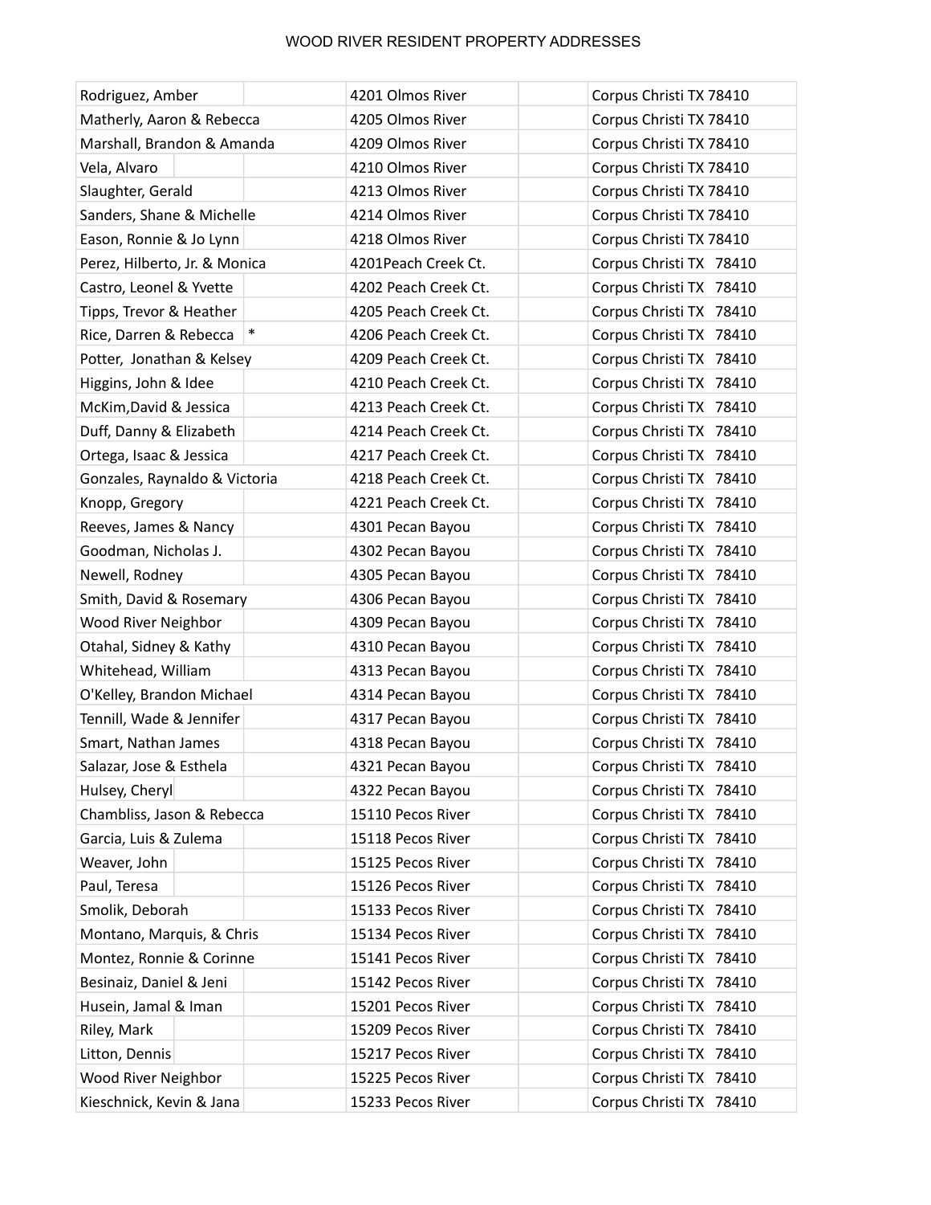# WOOD RIVER RESIDENT PROPERTY ADDRESSES

| | | | |
|---|---|---|---|
| Rodriguez, Amber | | 4201 Olmos River | Corpus Christi TX 78410 |
| Matherly, Aaron & Rebecca | | 4205 Olmos River | Corpus Christi TX 78410 |
| Marshall, Brandon & Amanda | | 4209 Olmos River | Corpus Christi TX 78410 |
| Vela, Alvaro | | 4210 Olmos River | Corpus Christi TX 78410 |
| Slaughter, Gerald | | 4213 Olmos River | Corpus Christi TX 78410 |
| Sanders, Shane & Michelle | | 4214 Olmos River | Corpus Christi TX 78410 |
| Eason, Ronnie & Jo Lynn | | 4218 Olmos River | Corpus Christi TX 78410 |
| Perez, Hilberto, Jr. & Monica | | 4201Peach Creek Ct. | Corpus Christi TX 78410 |
| Castro, Leonel & Yvette | | 4202 Peach Creek Ct. | Corpus Christi TX 78410 |
| Tipps, Trevor & Heather | | 4205 Peach Creek Ct. | Corpus Christi TX 78410 |
| Rice, Darren & Rebecca | * | 4206 Peach Creek Ct. | Corpus Christi TX 78410 |
| Potter, Jonathan & Kelsey | | 4209 Peach Creek Ct. | Corpus Christi TX 78410 |
| Higgins, John & Idee | | 4210 Peach Creek Ct. | Corpus Christi TX 78410 |
| McKim,David & Jessica | | 4213 Peach Creek Ct. | Corpus Christi TX 78410 |
| Duff, Danny & Elizabeth | | 4214 Peach Creek Ct. | Corpus Christi TX 78410 |
| Ortega, Isaac & Jessica | | 4217 Peach Creek Ct. | Corpus Christi TX 78410 |
| Gonzales, Raynaldo & Victoria | | 4218 Peach Creek Ct. | Corpus Christi TX 78410 |
| Knopp, Gregory | | 4221 Peach Creek Ct. | Corpus Christi TX 78410 |
| Reeves, James & Nancy | | 4301 Pecan Bayou | Corpus Christi TX 78410 |
| Goodman, Nicholas J. | | 4302 Pecan Bayou | Corpus Christi TX 78410 |
| Newell, Rodney | | 4305 Pecan Bayou | Corpus Christi TX 78410 |
| Smith, David & Rosemary | | 4306 Pecan Bayou | Corpus Christi TX 78410 |
| Wood River Neighbor | | 4309 Pecan Bayou | Corpus Christi TX 78410 |
| Otahal, Sidney & Kathy | | 4310 Pecan Bayou | Corpus Christi TX 78410 |
| Whitehead, William | | 4313 Pecan Bayou | Corpus Christi TX 78410 |
| O'Kelley, Brandon Michael | | 4314 Pecan Bayou | Corpus Christi TX 78410 |
| Tennill, Wade & Jennifer | | 4317 Pecan Bayou | Corpus Christi TX 78410 |
| Smart, Nathan James | | 4318 Pecan Bayou | Corpus Christi TX 78410 |
| Salazar, Jose & Esthela | | 4321 Pecan Bayou | Corpus Christi TX 78410 |
| Hulsey, Cheryl | | 4322 Pecan Bayou | Corpus Christi TX 78410 |
| Chambliss, Jason & Rebecca | | 15110 Pecos River | Corpus Christi TX 78410 |
| Garcia, Luis & Zulema | | 15118 Pecos River | Corpus Christi TX 78410 |
| Weaver, John | | 15125 Pecos River | Corpus Christi TX 78410 |
| Paul, Teresa | | 15126 Pecos River | Corpus Christi TX 78410 |
| Smolik, Deborah | | 15133 Pecos River | Corpus Christi TX 78410 |
| Montano, Marquis, & Chris | | 15134 Pecos River | Corpus Christi TX 78410 |
| Montez, Ronnie & Corinne | | 15141 Pecos River | Corpus Christi TX 78410 |
| Besinaiz, Daniel & Jeni | | 15142 Pecos River | Corpus Christi TX 78410 |
| Husein, Jamal & Iman | | 15201 Pecos River | Corpus Christi TX 78410 |
| Riley, Mark | | 15209 Pecos River | Corpus Christi TX 78410 |
| Litton, Dennis | | 15217 Pecos River | Corpus Christi TX 78410 |
| Wood River Neighbor | | 15225 Pecos River | Corpus Christi TX 78410 |
| Kieschnick, Kevin & Jana | | 15233 Pecos River | Corpus Christi TX 78410 |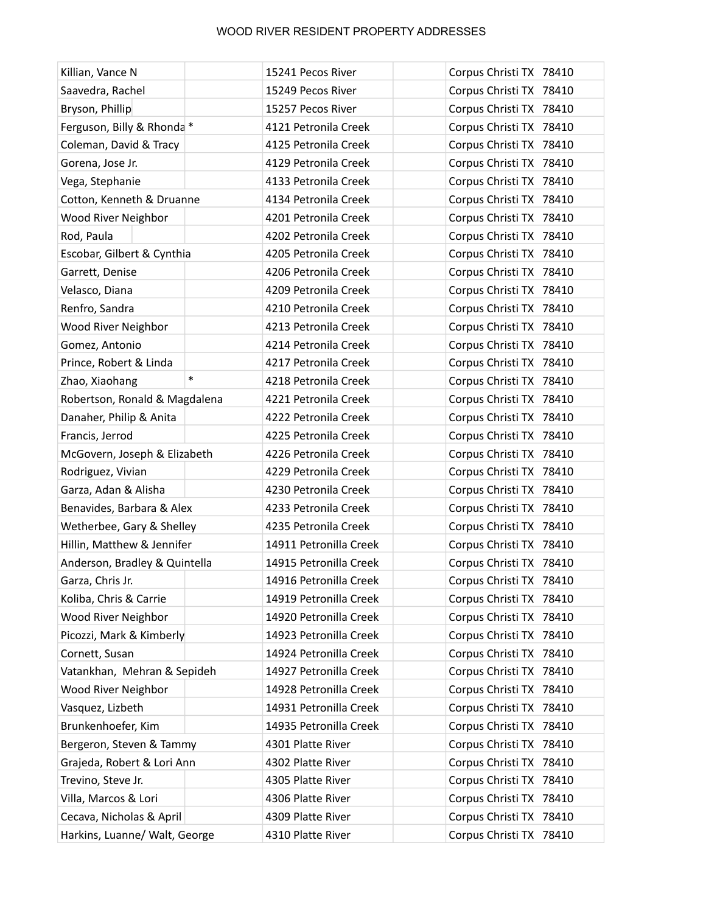# WOOD RIVER RESIDENT PROPERTY ADDRESSES

| | | | | |
|---|---|---|---|---|
| Killian, Vance N | | 15241 Pecos River | | Corpus Christi TX 78410 |
| Saavedra, Rachel | | 15249 Pecos River | | Corpus Christi TX 78410 |
| Bryson, Phillip | | 15257 Pecos River | | Corpus Christi TX 78410 |
| Ferguson, Billy & Rhonda | * | 4121 Petronila Creek | | Corpus Christi TX 78410 |
| Coleman, David & Tracy | | 4125 Petronila Creek | | Corpus Christi TX 78410 |
| Gorena, Jose Jr. | | 4129 Petronila Creek | | Corpus Christi TX 78410 |
| Vega, Stephanie | | 4133 Petronila Creek | | Corpus Christi TX 78410 |
| Cotton, Kenneth & Druanne | | 4134 Petronila Creek | | Corpus Christi TX 78410 |
| Wood River Neighbor | | 4201 Petronila Creek | | Corpus Christi TX 78410 |
| Rod, Paula | | 4202 Petronila Creek | | Corpus Christi TX 78410 |
| Escobar, Gilbert & Cynthia | | 4205 Petronila Creek | | Corpus Christi TX 78410 |
| Garrett, Denise | | 4206 Petronila Creek | | Corpus Christi TX 78410 |
| Velasco, Diana | | 4209 Petronila Creek | | Corpus Christi TX 78410 |
| Renfro, Sandra | | 4210 Petronila Creek | | Corpus Christi TX 78410 |
| Wood River Neighbor | | 4213 Petronila Creek | | Corpus Christi TX 78410 |
| Gomez, Antonio | | 4214 Petronila Creek | | Corpus Christi TX 78410 |
| Prince, Robert & Linda | | 4217 Petronila Creek | | Corpus Christi TX 78410 |
| Zhao, Xiaohang | * | 4218 Petronila Creek | | Corpus Christi TX 78410 |
| Robertson, Ronald & Magdalena | | 4221 Petronila Creek | | Corpus Christi TX 78410 |
| Danaher, Philip & Anita | | 4222 Petronila Creek | | Corpus Christi TX 78410 |
| Francis, Jerrod | | 4225 Petronila Creek | | Corpus Christi TX 78410 |
| McGovern, Joseph & Elizabeth | | 4226 Petronila Creek | | Corpus Christi TX 78410 |
| Rodriguez, Vivian | | 4229 Petronila Creek | | Corpus Christi TX 78410 |
| Garza, Adan & Alisha | | 4230 Petronila Creek | | Corpus Christi TX 78410 |
| Benavides, Barbara & Alex | | 4233 Petronila Creek | | Corpus Christi TX 78410 |
| Wetherbee, Gary & Shelley | | 4235 Petronila Creek | | Corpus Christi TX 78410 |
| Hillin, Matthew & Jennifer | | 14911 Petronilla Creek | | Corpus Christi TX 78410 |
| Anderson, Bradley & Quintella | | 14915 Petronilla Creek | | Corpus Christi TX 78410 |
| Garza, Chris Jr. | | 14916 Petronilla Creek | | Corpus Christi TX 78410 |
| Koliba, Chris & Carrie | | 14919 Petronilla Creek | | Corpus Christi TX 78410 |
| Wood River Neighbor | | 14920 Petronilla Creek | | Corpus Christi TX 78410 |
| Picozzi, Mark & Kimberly | | 14923 Petronilla Creek | | Corpus Christi TX 78410 |
| Cornett, Susan | | 14924 Petronilla Creek | | Corpus Christi TX 78410 |
| Vatankhan, Mehran & Sepideh | | 14927 Petronilla Creek | | Corpus Christi TX 78410 |
| Wood River Neighbor | | 14928 Petronilla Creek | | Corpus Christi TX 78410 |
| Vasquez, Lizbeth | | 14931 Petronilla Creek | | Corpus Christi TX 78410 |
| Brunkenhoefer, Kim | | 14935 Petronilla Creek | | Corpus Christi TX 78410 |
| Bergeron, Steven & Tammy | | 4301 Platte River | | Corpus Christi TX 78410 |
| Grajeda, Robert & Lori Ann | | 4302 Platte River | | Corpus Christi TX 78410 |
| Trevino, Steve Jr. | | 4305 Platte River | | Corpus Christi TX 78410 |
| Villa, Marcos & Lori | | 4306 Platte River | | Corpus Christi TX 78410 |
| Cecava, Nicholas & April | | 4309 Platte River | | Corpus Christi TX 78410 |
| Harkins, Luanne/ Walt, George | | 4310 Platte River | | Corpus Christi TX 78410 |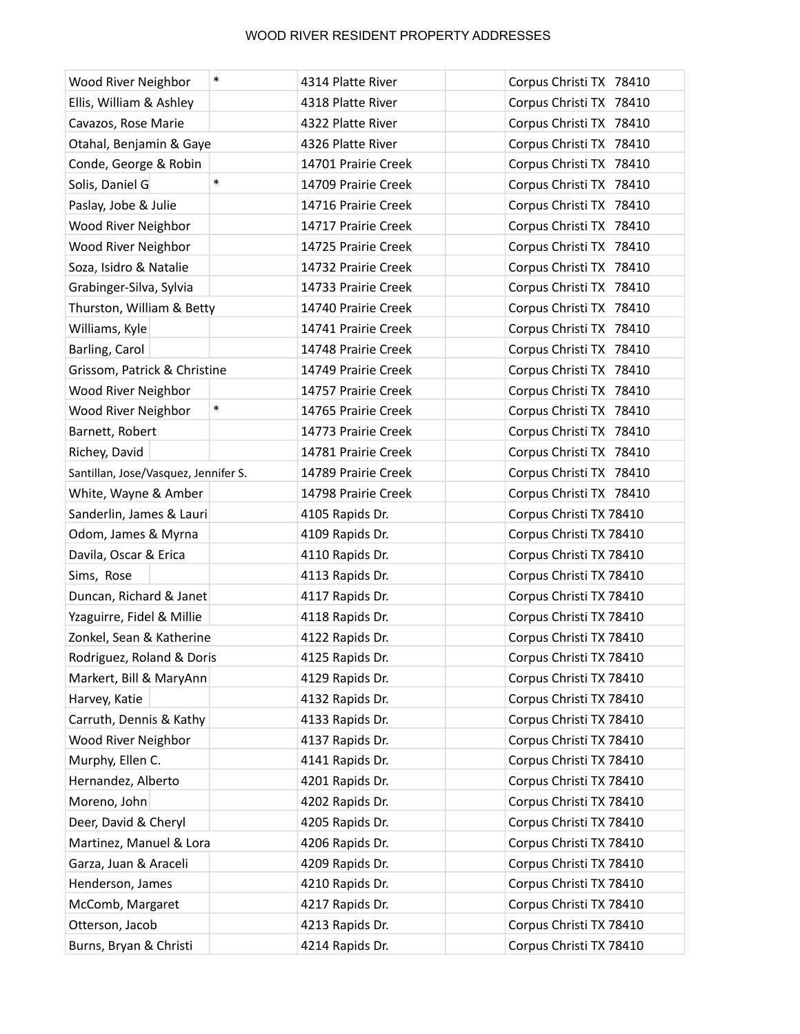# WOOD RIVER RESIDENT PROPERTY ADDRESSES

| | | | | |
|---|---|---|---|---|
| Wood River Neighbor | * | 4314 Platte River | | Corpus Christi TX 78410 |
| Ellis, William & Ashley | | 4318 Platte River | | Corpus Christi TX 78410 |
| Cavazos, Rose Marie | | 4322 Platte River | | Corpus Christi TX 78410 |
| Otahal, Benjamin & Gaye | | 4326 Platte River | | Corpus Christi TX 78410 |
| Conde, George & Robin | | 14701 Prairie Creek | | Corpus Christi TX 78410 |
| Solis, Daniel G | * | 14709 Prairie Creek | | Corpus Christi TX 78410 |
| Paslay, Jobe & Julie | | 14716 Prairie Creek | | Corpus Christi TX 78410 |
| Wood River Neighbor | | 14717 Prairie Creek | | Corpus Christi TX 78410 |
| Wood River Neighbor | | 14725 Prairie Creek | | Corpus Christi TX 78410 |
| Soza, Isidro & Natalie | | 14732 Prairie Creek | | Corpus Christi TX 78410 |
| Grabinger-Silva, Sylvia | | 14733 Prairie Creek | | Corpus Christi TX 78410 |
| Thurston, William & Betty | | 14740 Prairie Creek | | Corpus Christi TX 78410 |
| Williams, Kyle | | 14741 Prairie Creek | | Corpus Christi TX 78410 |
| Barling, Carol | | 14748 Prairie Creek | | Corpus Christi TX 78410 |
| Grissom, Patrick & Christine | | 14749 Prairie Creek | | Corpus Christi TX 78410 |
| Wood River Neighbor | | 14757 Prairie Creek | | Corpus Christi TX 78410 |
| Wood River Neighbor | * | 14765 Prairie Creek | | Corpus Christi TX 78410 |
| Barnett, Robert | | 14773 Prairie Creek | | Corpus Christi TX 78410 |
| Richey, David | | 14781 Prairie Creek | | Corpus Christi TX 78410 |
| Santillan, Jose/Vasquez, Jennifer S. | | 14789 Prairie Creek | | Corpus Christi TX 78410 |
| White, Wayne & Amber | | 14798 Prairie Creek | | Corpus Christi TX 78410 |
| Sanderlin, James & Lauri | | 4105 Rapids Dr. | | Corpus Christi TX 78410 |
| Odom, James & Myrna | | 4109 Rapids Dr. | | Corpus Christi TX 78410 |
| Davila, Oscar & Erica | | 4110 Rapids Dr. | | Corpus Christi TX 78410 |
| Sims, Rose | | 4113 Rapids Dr. | | Corpus Christi TX 78410 |
| Duncan, Richard & Janet | | 4117 Rapids Dr. | | Corpus Christi TX 78410 |
| Yzaguirre, Fidel & Millie | | 4118 Rapids Dr. | | Corpus Christi TX 78410 |
| Zonkel, Sean & Katherine | | 4122 Rapids Dr. | | Corpus Christi TX 78410 |
| Rodriguez, Roland & Doris | | 4125 Rapids Dr. | | Corpus Christi TX 78410 |
| Markert, Bill & MaryAnn | | 4129 Rapids Dr. | | Corpus Christi TX 78410 |
| Harvey, Katie | | 4132 Rapids Dr. | | Corpus Christi TX 78410 |
| Carruth, Dennis & Kathy | | 4133 Rapids Dr. | | Corpus Christi TX 78410 |
| Wood River Neighbor | | 4137 Rapids Dr. | | Corpus Christi TX 78410 |
| Murphy, Ellen C. | | 4141 Rapids Dr. | | Corpus Christi TX 78410 |
| Hernandez, Alberto | | 4201 Rapids Dr. | | Corpus Christi TX 78410 |
| Moreno, John | | 4202 Rapids Dr. | | Corpus Christi TX 78410 |
| Deer, David & Cheryl | | 4205 Rapids Dr. | | Corpus Christi TX 78410 |
| Martinez, Manuel & Lora | | 4206 Rapids Dr. | | Corpus Christi TX 78410 |
| Garza, Juan & Araceli | | 4209 Rapids Dr. | | Corpus Christi TX 78410 |
| Henderson, James | | 4210 Rapids Dr. | | Corpus Christi TX 78410 |
| McComb, Margaret | | 4217 Rapids Dr. | | Corpus Christi TX 78410 |
| Otterson, Jacob | | 4213 Rapids Dr. | | Corpus Christi TX 78410 |
| Burns, Bryan & Christi | | 4214 Rapids Dr. | | Corpus Christi TX 78410 |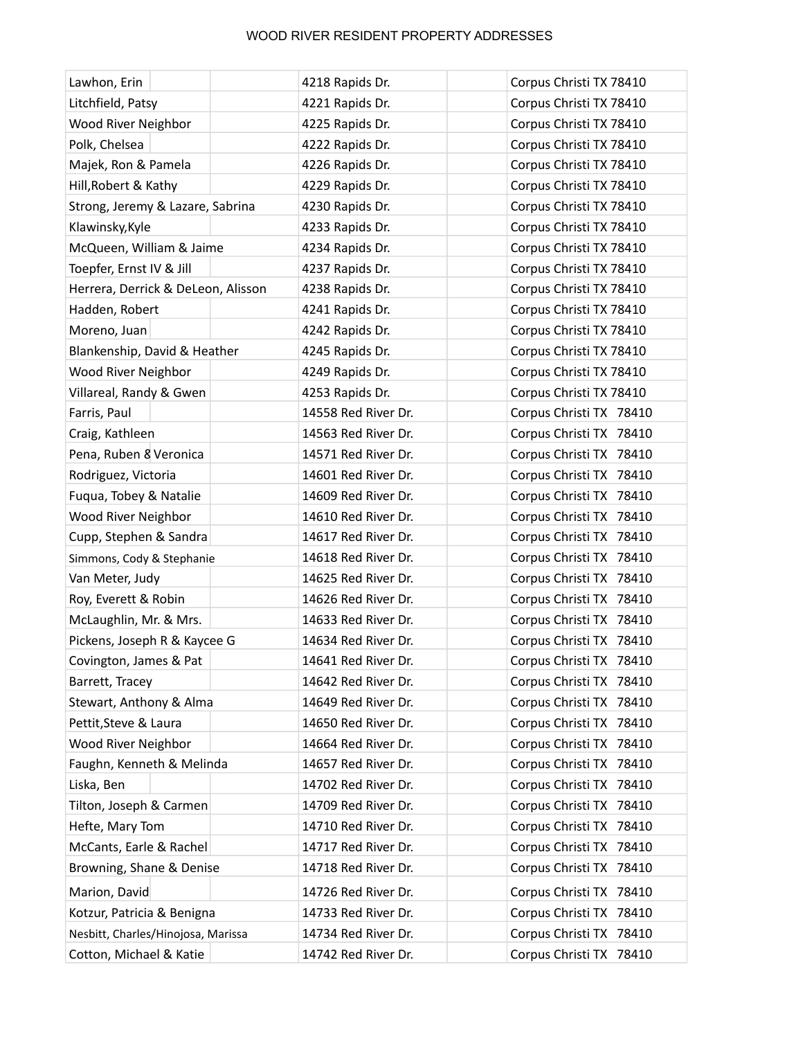WOOD RIVER RESIDENT PROPERTY ADDRESSES

| | | |
|---|---|---|
| Lawhon, Erin | 4218 Rapids Dr. | Corpus Christi TX 78410 |
| Litchfield, Patsy | 4221 Rapids Dr. | Corpus Christi TX 78410 |
| Wood River Neighbor | 4225 Rapids Dr. | Corpus Christi TX 78410 |
| Polk, Chelsea | 4222 Rapids Dr. | Corpus Christi TX 78410 |
| Majek, Ron & Pamela | 4226 Rapids Dr. | Corpus Christi TX 78410 |
| Hill,Robert & Kathy | 4229 Rapids Dr. | Corpus Christi TX 78410 |
| Strong, Jeremy & Lazare, Sabrina | 4230 Rapids Dr. | Corpus Christi TX 78410 |
| Klawinsky,Kyle | 4233 Rapids Dr. | Corpus Christi TX 78410 |
| McQueen, William & Jaime | 4234 Rapids Dr. | Corpus Christi TX 78410 |
| Toepfer, Ernst IV & Jill | 4237 Rapids Dr. | Corpus Christi TX 78410 |
| Herrera, Derrick & DeLeon, Alisson | 4238 Rapids Dr. | Corpus Christi TX 78410 |
| Hadden, Robert | 4241 Rapids Dr. | Corpus Christi TX 78410 |
| Moreno, Juan | 4242 Rapids Dr. | Corpus Christi TX 78410 |
| Blankenship, David & Heather | 4245 Rapids Dr. | Corpus Christi TX 78410 |
| Wood River Neighbor | 4249 Rapids Dr. | Corpus Christi TX 78410 |
| Villareal, Randy & Gwen | 4253 Rapids Dr. | Corpus Christi TX 78410 |
| Farris, Paul | 14558 Red River Dr. | Corpus Christi TX 78410 |
| Craig, Kathleen | 14563 Red River Dr. | Corpus Christi TX 78410 |
| Pena, Ruben & Veronica | 14571 Red River Dr. | Corpus Christi TX 78410 |
| Rodriguez, Victoria | 14601 Red River Dr. | Corpus Christi TX 78410 |
| Fuqua, Tobey & Natalie | 14609 Red River Dr. | Corpus Christi TX 78410 |
| Wood River Neighbor | 14610 Red River Dr. | Corpus Christi TX 78410 |
| Cupp, Stephen & Sandra | 14617 Red River Dr. | Corpus Christi TX 78410 |
| Simmons, Cody & Stephanie | 14618 Red River Dr. | Corpus Christi TX 78410 |
| Van Meter, Judy | 14625 Red River Dr. | Corpus Christi TX 78410 |
| Roy, Everett & Robin | 14626 Red River Dr. | Corpus Christi TX 78410 |
| McLaughlin, Mr. & Mrs. | 14633 Red River Dr. | Corpus Christi TX 78410 |
| Pickens, Joseph R & Kaycee G | 14634 Red River Dr. | Corpus Christi TX 78410 |
| Covington, James & Pat | 14641 Red River Dr. | Corpus Christi TX 78410 |
| Barrett, Tracey | 14642 Red River Dr. | Corpus Christi TX 78410 |
| Stewart, Anthony & Alma | 14649 Red River Dr. | Corpus Christi TX 78410 |
| Pettit,Steve & Laura | 14650 Red River Dr. | Corpus Christi TX 78410 |
| Wood River Neighbor | 14664 Red River Dr. | Corpus Christi TX 78410 |
| Faughn, Kenneth & Melinda | 14657 Red River Dr. | Corpus Christi TX 78410 |
| Liska, Ben | 14702 Red River Dr. | Corpus Christi TX 78410 |
| Tilton, Joseph & Carmen | 14709 Red River Dr. | Corpus Christi TX 78410 |
| Hefte, Mary Tom | 14710 Red River Dr. | Corpus Christi TX 78410 |
| McCants, Earle & Rachel | 14717 Red River Dr. | Corpus Christi TX 78410 |
| Browning, Shane & Denise | 14718 Red River Dr. | Corpus Christi TX 78410 |
| Marion, David | 14726 Red River Dr. | Corpus Christi TX 78410 |
| Kotzur, Patricia & Benigna | 14733 Red River Dr. | Corpus Christi TX 78410 |
| Nesbitt, Charles/Hinojosa, Marissa | 14734 Red River Dr. | Corpus Christi TX 78410 |
| Cotton, Michael & Katie | 14742 Red River Dr. | Corpus Christi TX 78410 |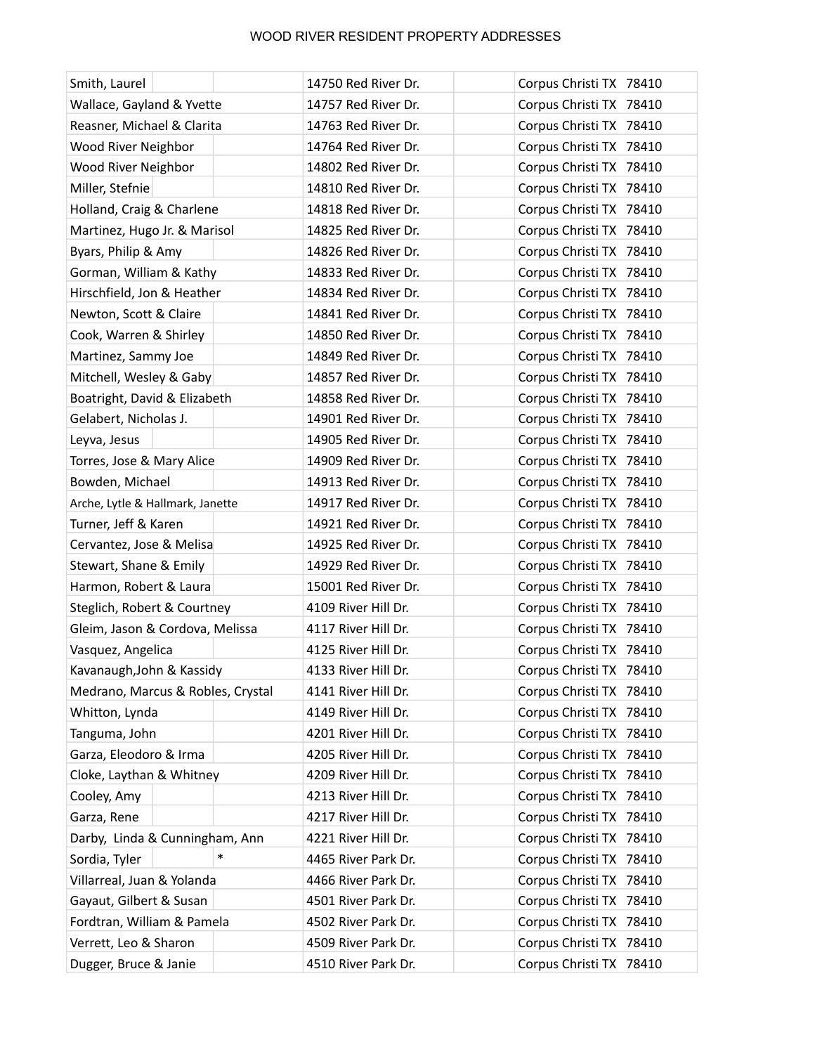# WOOD RIVER RESIDENT PROPERTY ADDRESSES

| | | | | | |
|---|---|---|---|---|---|
| Smith, Laurel | | | 14750 Red River Dr. | | Corpus Christi TX 78410 |
| Wallace, Gayland & Yvette | | | 14757 Red River Dr. | | Corpus Christi TX 78410 |
| Reasner, Michael & Clarita | | | 14763 Red River Dr. | | Corpus Christi TX 78410 |
| Wood River Neighbor | | | 14764 Red River Dr. | | Corpus Christi TX 78410 |
| Wood River Neighbor | | | 14802 Red River Dr. | | Corpus Christi TX 78410 |
| Miller, Stefnie | | | 14810 Red River Dr. | | Corpus Christi TX 78410 |
| Holland, Craig & Charlene | | | 14818 Red River Dr. | | Corpus Christi TX 78410 |
| Martinez, Hugo Jr. & Marisol | | | 14825 Red River Dr. | | Corpus Christi TX 78410 |
| Byars, Philip & Amy | | | 14826 Red River Dr. | | Corpus Christi TX 78410 |
| Gorman, William & Kathy | | | 14833 Red River Dr. | | Corpus Christi TX 78410 |
| Hirschfield, Jon & Heather | | | 14834 Red River Dr. | | Corpus Christi TX 78410 |
| Newton, Scott & Claire | | | 14841 Red River Dr. | | Corpus Christi TX 78410 |
| Cook, Warren & Shirley | | | 14850 Red River Dr. | | Corpus Christi TX 78410 |
| Martinez, Sammy Joe | | | 14849 Red River Dr. | | Corpus Christi TX 78410 |
| Mitchell, Wesley & Gaby | | | 14857 Red River Dr. | | Corpus Christi TX 78410 |
| Boatright, David & Elizabeth | | | 14858 Red River Dr. | | Corpus Christi TX 78410 |
| Gelabert, Nicholas J. | | | 14901 Red River Dr. | | Corpus Christi TX 78410 |
| Leyva, Jesus | | | 14905 Red River Dr. | | Corpus Christi TX 78410 |
| Torres, Jose & Mary Alice | | | 14909 Red River Dr. | | Corpus Christi TX 78410 |
| Bowden, Michael | | | 14913 Red River Dr. | | Corpus Christi TX 78410 |
| Arche, Lytle & Hallmark, Janette | | | 14917 Red River Dr. | | Corpus Christi TX 78410 |
| Turner, Jeff & Karen | | | 14921 Red River Dr. | | Corpus Christi TX 78410 |
| Cervantez, Jose & Melisa | | | 14925 Red River Dr. | | Corpus Christi TX 78410 |
| Stewart, Shane & Emily | | | 14929 Red River Dr. | | Corpus Christi TX 78410 |
| Harmon, Robert & Laura | | | 15001 Red River Dr. | | Corpus Christi TX 78410 |
| Steglich, Robert & Courtney | | | 4109 River Hill Dr. | | Corpus Christi TX 78410 |
| Gleim, Jason & Cordova, Melissa | | | 4117 River Hill Dr. | | Corpus Christi TX 78410 |
| Vasquez, Angelica | | | 4125 River Hill Dr. | | Corpus Christi TX 78410 |
| Kavanaugh,John & Kassidy | | | 4133 River Hill Dr. | | Corpus Christi TX 78410 |
| Medrano, Marcus & Robles, Crystal | | | 4141 River Hill Dr. | | Corpus Christi TX 78410 |
| Whitton, Lynda | | | 4149 River Hill Dr. | | Corpus Christi TX 78410 |
| Tanguma, John | | | 4201 River Hill Dr. | | Corpus Christi TX 78410 |
| Garza, Eleodoro & Irma | | | 4205 River Hill Dr. | | Corpus Christi TX 78410 |
| Cloke, Laythan & Whitney | | | 4209 River Hill Dr. | | Corpus Christi TX 78410 |
| Cooley, Amy | | | 4213 River Hill Dr. | | Corpus Christi TX 78410 |
| Garza, Rene | | | 4217 River Hill Dr. | | Corpus Christi TX 78410 |
| Darby, Linda & Cunningham, Ann | | | 4221 River Hill Dr. | | Corpus Christi TX 78410 |
| Sordia, Tyler | | * | 4465 River Park Dr. | | Corpus Christi TX 78410 |
| Villarreal, Juan & Yolanda | | | 4466 River Park Dr. | | Corpus Christi TX 78410 |
| Gayaut, Gilbert & Susan | | | 4501 River Park Dr. | | Corpus Christi TX 78410 |
| Fordtran, William & Pamela | | | 4502 River Park Dr. | | Corpus Christi TX 78410 |
| Verrett, Leo & Sharon | | | 4509 River Park Dr. | | Corpus Christi TX 78410 |
| Dugger, Bruce & Janie | | | 4510 River Park Dr. | | Corpus Christi TX 78410 |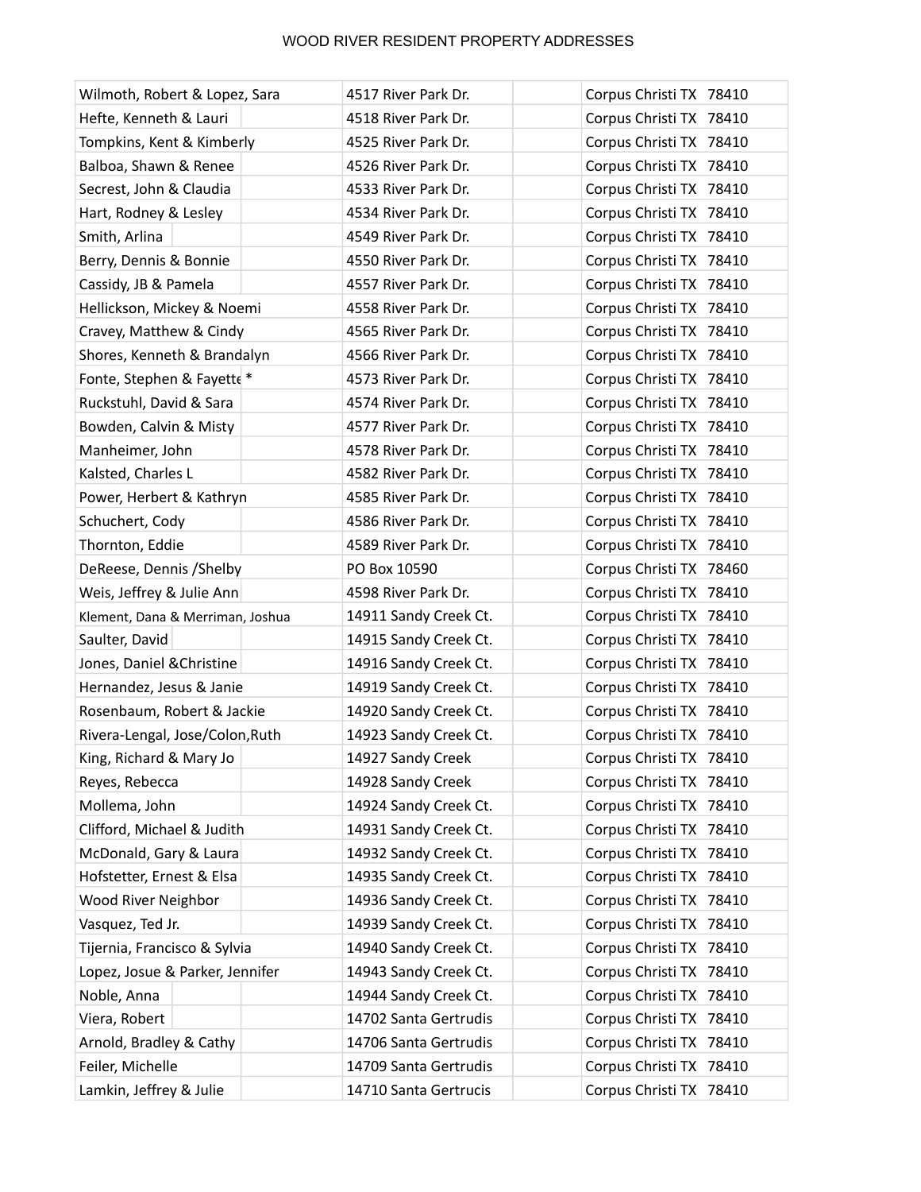# WOOD RIVER RESIDENT PROPERTY ADDRESSES

| | | |
|---|---|---|
| Wilmoth, Robert & Lopez, Sara | 4517 River Park Dr. | Corpus Christi TX 78410 |
| Hefte, Kenneth & Lauri | 4518 River Park Dr. | Corpus Christi TX 78410 |
| Tompkins, Kent & Kimberly | 4525 River Park Dr. | Corpus Christi TX 78410 |
| Balboa, Shawn & Renee | 4526 River Park Dr. | Corpus Christi TX 78410 |
| Secrest, John & Claudia | 4533 River Park Dr. | Corpus Christi TX 78410 |
| Hart, Rodney & Lesley | 4534 River Park Dr. | Corpus Christi TX 78410 |
| Smith, Arlina | 4549 River Park Dr. | Corpus Christi TX 78410 |
| Berry, Dennis & Bonnie | 4550 River Park Dr. | Corpus Christi TX 78410 |
| Cassidy, JB & Pamela | 4557 River Park Dr. | Corpus Christi TX 78410 |
| Hellickson, Mickey & Noemi | 4558 River Park Dr. | Corpus Christi TX 78410 |
| Cravey, Matthew & Cindy | 4565 River Park Dr. | Corpus Christi TX 78410 |
| Shores, Kenneth & Brandalyn | 4566 River Park Dr. | Corpus Christi TX 78410 |
| Fonte, Stephen & Fayette * | 4573 River Park Dr. | Corpus Christi TX 78410 |
| Ruckstuhl, David & Sara | 4574 River Park Dr. | Corpus Christi TX 78410 |
| Bowden, Calvin & Misty | 4577 River Park Dr. | Corpus Christi TX 78410 |
| Manheimer, John | 4578 River Park Dr. | Corpus Christi TX 78410 |
| Kalsted, Charles L | 4582 River Park Dr. | Corpus Christi TX 78410 |
| Power, Herbert & Kathryn | 4585 River Park Dr. | Corpus Christi TX 78410 |
| Schuchert, Cody | 4586 River Park Dr. | Corpus Christi TX 78410 |
| Thornton, Eddie | 4589 River Park Dr. | Corpus Christi TX 78410 |
| DeReese, Dennis /Shelby | PO Box 10590 | Corpus Christi TX 78460 |
| Weis, Jeffrey & Julie Ann | 4598 River Park Dr. | Corpus Christi TX 78410 |
| Klement, Dana & Merriman, Joshua | 14911 Sandy Creek Ct. | Corpus Christi TX 78410 |
| Saulter, David | 14915 Sandy Creek Ct. | Corpus Christi TX 78410 |
| Jones, Daniel &Christine | 14916 Sandy Creek Ct. | Corpus Christi TX 78410 |
| Hernandez, Jesus & Janie | 14919 Sandy Creek Ct. | Corpus Christi TX 78410 |
| Rosenbaum, Robert & Jackie | 14920 Sandy Creek Ct. | Corpus Christi TX 78410 |
| Rivera-Lengal, Jose/Colon,Ruth | 14923 Sandy Creek Ct. | Corpus Christi TX 78410 |
| King, Richard & Mary Jo | 14927 Sandy Creek | Corpus Christi TX 78410 |
| Reyes, Rebecca | 14928 Sandy Creek | Corpus Christi TX 78410 |
| Mollema, John | 14924 Sandy Creek Ct. | Corpus Christi TX 78410 |
| Clifford, Michael & Judith | 14931 Sandy Creek Ct. | Corpus Christi TX 78410 |
| McDonald, Gary & Laura | 14932 Sandy Creek Ct. | Corpus Christi TX 78410 |
| Hofstetter, Ernest & Elsa | 14935 Sandy Creek Ct. | Corpus Christi TX 78410 |
| Wood River Neighbor | 14936 Sandy Creek Ct. | Corpus Christi TX 78410 |
| Vasquez, Ted Jr. | 14939 Sandy Creek Ct. | Corpus Christi TX 78410 |
| Tijernia, Francisco & Sylvia | 14940 Sandy Creek Ct. | Corpus Christi TX 78410 |
| Lopez, Josue & Parker, Jennifer | 14943 Sandy Creek Ct. | Corpus Christi TX 78410 |
| Noble, Anna | 14944 Sandy Creek Ct. | Corpus Christi TX 78410 |
| Viera, Robert | 14702 Santa Gertrudis | Corpus Christi TX 78410 |
| Arnold, Bradley & Cathy | 14706 Santa Gertrudis | Corpus Christi TX 78410 |
| Feiler, Michelle | 14709 Santa Gertrudis | Corpus Christi TX 78410 |
| Lamkin, Jeffrey & Julie | 14710 Santa Gertrucis | Corpus Christi TX 78410 |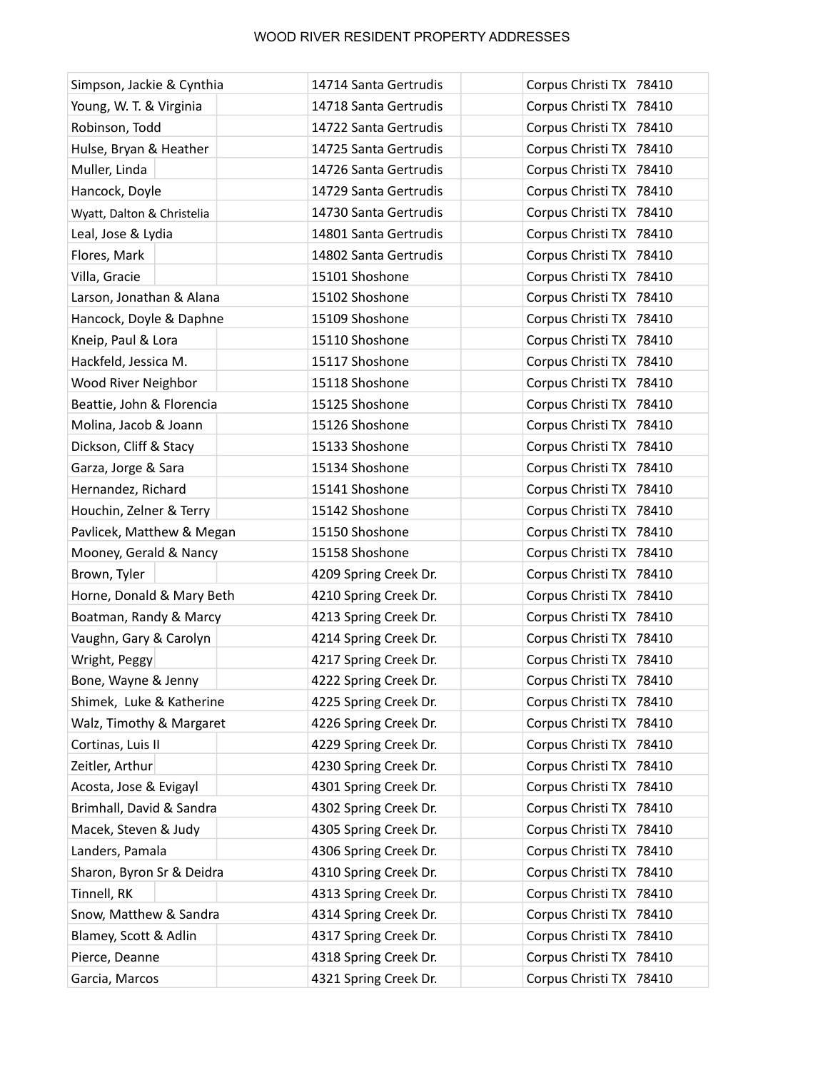# WOOD RIVER RESIDENT PROPERTY ADDRESSES

| | | |
|---|---|---|
| Simpson, Jackie & Cynthia | 14714 Santa Gertrudis | Corpus Christi TX 78410 |
| Young, W. T. & Virginia | 14718 Santa Gertrudis | Corpus Christi TX 78410 |
| Robinson, Todd | 14722 Santa Gertrudis | Corpus Christi TX 78410 |
| Hulse, Bryan & Heather | 14725 Santa Gertrudis | Corpus Christi TX 78410 |
| Muller, Linda | 14726 Santa Gertrudis | Corpus Christi TX 78410 |
| Hancock, Doyle | 14729 Santa Gertrudis | Corpus Christi TX 78410 |
| Wyatt, Dalton & Christelia | 14730 Santa Gertrudis | Corpus Christi TX 78410 |
| Leal, Jose & Lydia | 14801 Santa Gertrudis | Corpus Christi TX 78410 |
| Flores, Mark | 14802 Santa Gertrudis | Corpus Christi TX 78410 |
| Villa, Gracie | 15101 Shoshone | Corpus Christi TX 78410 |
| Larson, Jonathan & Alana | 15102 Shoshone | Corpus Christi TX 78410 |
| Hancock, Doyle & Daphne | 15109 Shoshone | Corpus Christi TX 78410 |
| Kneip, Paul & Lora | 15110 Shoshone | Corpus Christi TX 78410 |
| Hackfeld, Jessica M. | 15117 Shoshone | Corpus Christi TX 78410 |
| Wood River Neighbor | 15118 Shoshone | Corpus Christi TX 78410 |
| Beattie, John & Florencia | 15125 Shoshone | Corpus Christi TX 78410 |
| Molina, Jacob & Joann | 15126 Shoshone | Corpus Christi TX 78410 |
| Dickson, Cliff & Stacy | 15133 Shoshone | Corpus Christi TX 78410 |
| Garza, Jorge & Sara | 15134 Shoshone | Corpus Christi TX 78410 |
| Hernandez, Richard | 15141 Shoshone | Corpus Christi TX 78410 |
| Houchin, Zelner & Terry | 15142 Shoshone | Corpus Christi TX 78410 |
| Pavlicek, Matthew & Megan | 15150 Shoshone | Corpus Christi TX 78410 |
| Mooney, Gerald & Nancy | 15158 Shoshone | Corpus Christi TX 78410 |
| Brown, Tyler | 4209 Spring Creek Dr. | Corpus Christi TX 78410 |
| Horne, Donald & Mary Beth | 4210 Spring Creek Dr. | Corpus Christi TX 78410 |
| Boatman, Randy & Marcy | 4213 Spring Creek Dr. | Corpus Christi TX 78410 |
| Vaughn, Gary & Carolyn | 4214 Spring Creek Dr. | Corpus Christi TX 78410 |
| Wright, Peggy | 4217 Spring Creek Dr. | Corpus Christi TX 78410 |
| Bone, Wayne & Jenny | 4222 Spring Creek Dr. | Corpus Christi TX 78410 |
| Shimek, Luke & Katherine | 4225 Spring Creek Dr. | Corpus Christi TX 78410 |
| Walz, Timothy & Margaret | 4226 Spring Creek Dr. | Corpus Christi TX 78410 |
| Cortinas, Luis II | 4229 Spring Creek Dr. | Corpus Christi TX 78410 |
| Zeitler, Arthur | 4230 Spring Creek Dr. | Corpus Christi TX 78410 |
| Acosta, Jose & Evigayl | 4301 Spring Creek Dr. | Corpus Christi TX 78410 |
| Brimhall, David & Sandra | 4302 Spring Creek Dr. | Corpus Christi TX 78410 |
| Macek, Steven & Judy | 4305 Spring Creek Dr. | Corpus Christi TX 78410 |
| Landers, Pamala | 4306 Spring Creek Dr. | Corpus Christi TX 78410 |
| Sharon, Byron Sr & Deidra | 4310 Spring Creek Dr. | Corpus Christi TX 78410 |
| Tinnell, RK | 4313 Spring Creek Dr. | Corpus Christi TX 78410 |
| Snow, Matthew & Sandra | 4314 Spring Creek Dr. | Corpus Christi TX 78410 |
| Blamey, Scott & Adlin | 4317 Spring Creek Dr. | Corpus Christi TX 78410 |
| Pierce, Deanne | 4318 Spring Creek Dr. | Corpus Christi TX 78410 |
| Garcia, Marcos | 4321 Spring Creek Dr. | Corpus Christi TX 78410 |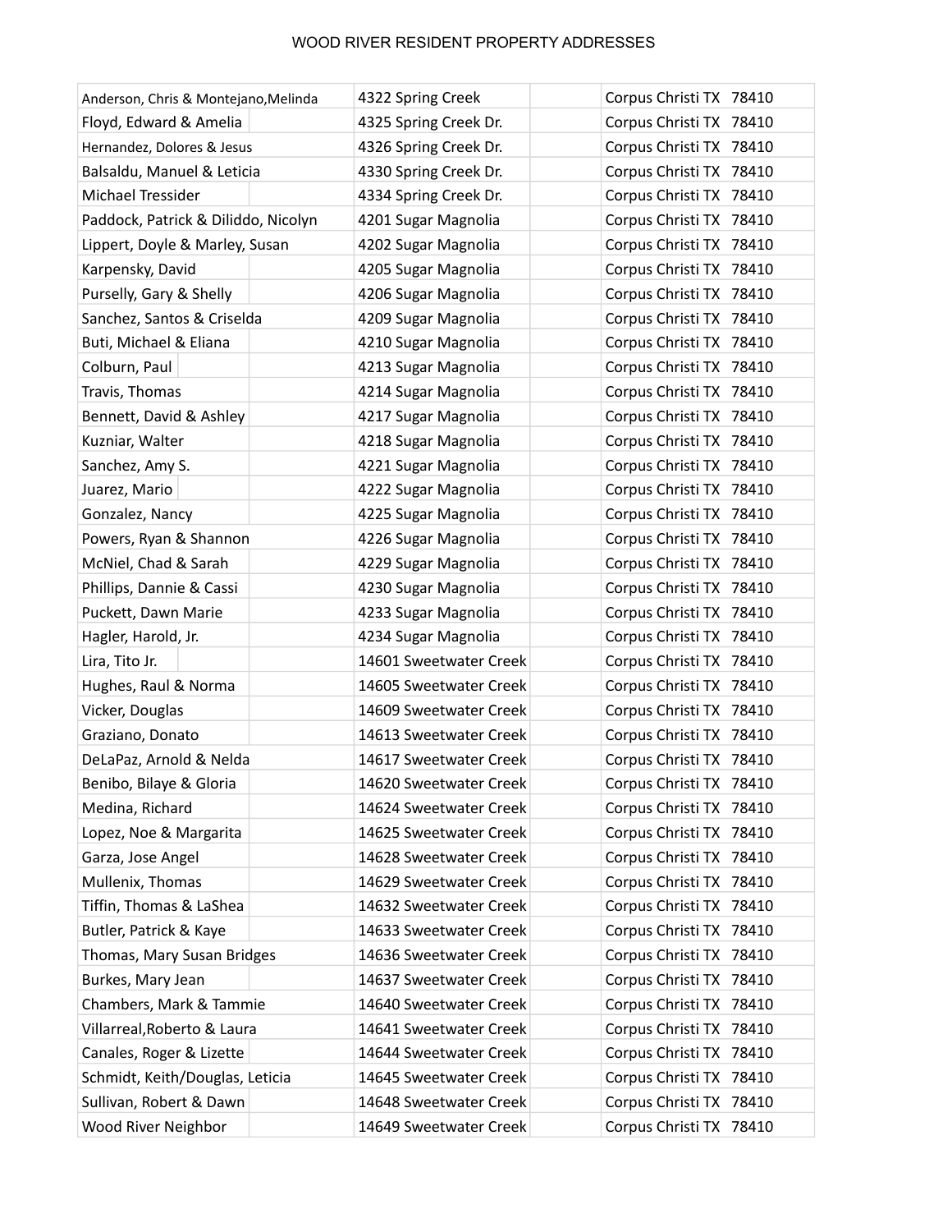# WOOD RIVER RESIDENT PROPERTY ADDRESSES

| | | |
|---|---|---|
| Anderson, Chris & Montejano,Melinda | 4322 Spring Creek | Corpus Christi TX 78410 |
| Floyd, Edward & Amelia | 4325 Spring Creek Dr. | Corpus Christi TX 78410 |
| Hernandez, Dolores & Jesus | 4326 Spring Creek Dr. | Corpus Christi TX 78410 |
| Balsaldu, Manuel & Leticia | 4330 Spring Creek Dr. | Corpus Christi TX 78410 |
| Michael Tressider | 4334 Spring Creek Dr. | Corpus Christi TX 78410 |
| Paddock, Patrick & Diliddo, Nicolyn | 4201 Sugar Magnolia | Corpus Christi TX 78410 |
| Lippert, Doyle & Marley, Susan | 4202 Sugar Magnolia | Corpus Christi TX 78410 |
| Karpensky, David | 4205 Sugar Magnolia | Corpus Christi TX 78410 |
| Purselly, Gary & Shelly | 4206 Sugar Magnolia | Corpus Christi TX 78410 |
| Sanchez, Santos & Criselda | 4209 Sugar Magnolia | Corpus Christi TX 78410 |
| Buti, Michael & Eliana | 4210 Sugar Magnolia | Corpus Christi TX 78410 |
| Colburn, Paul | 4213 Sugar Magnolia | Corpus Christi TX 78410 |
| Travis, Thomas | 4214 Sugar Magnolia | Corpus Christi TX 78410 |
| Bennett, David & Ashley | 4217 Sugar Magnolia | Corpus Christi TX 78410 |
| Kuzniar, Walter | 4218 Sugar Magnolia | Corpus Christi TX 78410 |
| Sanchez, Amy S. | 4221 Sugar Magnolia | Corpus Christi TX 78410 |
| Juarez, Mario | 4222 Sugar Magnolia | Corpus Christi TX 78410 |
| Gonzalez, Nancy | 4225 Sugar Magnolia | Corpus Christi TX 78410 |
| Powers, Ryan & Shannon | 4226 Sugar Magnolia | Corpus Christi TX 78410 |
| McNiel, Chad & Sarah | 4229 Sugar Magnolia | Corpus Christi TX 78410 |
| Phillips, Dannie & Cassi | 4230 Sugar Magnolia | Corpus Christi TX 78410 |
| Puckett, Dawn Marie | 4233 Sugar Magnolia | Corpus Christi TX 78410 |
| Hagler, Harold, Jr. | 4234 Sugar Magnolia | Corpus Christi TX 78410 |
| Lira, Tito Jr. | 14601 Sweetwater Creek | Corpus Christi TX 78410 |
| Hughes, Raul & Norma | 14605 Sweetwater Creek | Corpus Christi TX 78410 |
| Vicker, Douglas | 14609 Sweetwater Creek | Corpus Christi TX 78410 |
| Graziano, Donato | 14613 Sweetwater Creek | Corpus Christi TX 78410 |
| DeLaPaz, Arnold & Nelda | 14617 Sweetwater Creek | Corpus Christi TX 78410 |
| Benibo, Bilaye & Gloria | 14620 Sweetwater Creek | Corpus Christi TX 78410 |
| Medina, Richard | 14624 Sweetwater Creek | Corpus Christi TX 78410 |
| Lopez, Noe & Margarita | 14625 Sweetwater Creek | Corpus Christi TX 78410 |
| Garza, Jose Angel | 14628 Sweetwater Creek | Corpus Christi TX 78410 |
| Mullenix, Thomas | 14629 Sweetwater Creek | Corpus Christi TX 78410 |
| Tiffin, Thomas & LaShea | 14632 Sweetwater Creek | Corpus Christi TX 78410 |
| Butler, Patrick & Kaye | 14633 Sweetwater Creek | Corpus Christi TX 78410 |
| Thomas, Mary Susan Bridges | 14636 Sweetwater Creek | Corpus Christi TX 78410 |
| Burkes, Mary Jean | 14637 Sweetwater Creek | Corpus Christi TX 78410 |
| Chambers, Mark & Tammie | 14640 Sweetwater Creek | Corpus Christi TX 78410 |
| Villarreal,Roberto & Laura | 14641 Sweetwater Creek | Corpus Christi TX 78410 |
| Canales, Roger & Lizette | 14644 Sweetwater Creek | Corpus Christi TX 78410 |
| Schmidt, Keith/Douglas, Leticia | 14645 Sweetwater Creek | Corpus Christi TX 78410 |
| Sullivan, Robert & Dawn | 14648 Sweetwater Creek | Corpus Christi TX 78410 |
| Wood River Neighbor | 14649 Sweetwater Creek | Corpus Christi TX 78410 |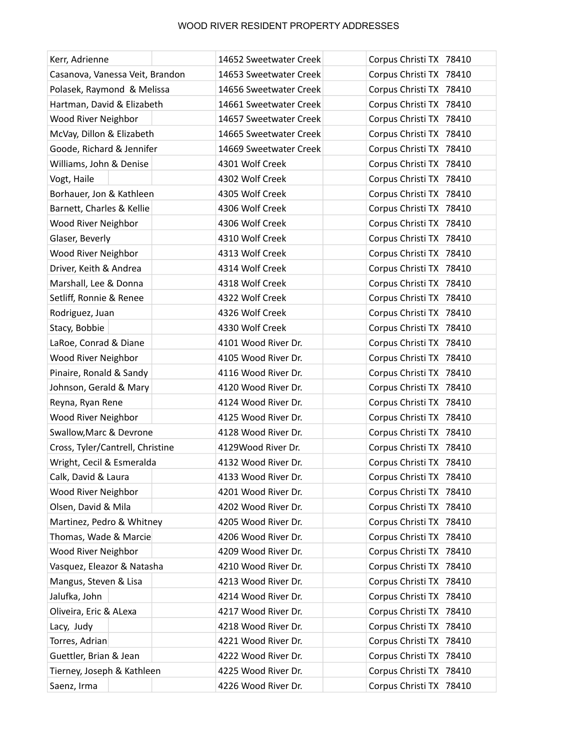WOOD RIVER RESIDENT PROPERTY ADDRESSES

| | | |
|---|---|---|
| Kerr, Adrienne | 14652 Sweetwater Creek | Corpus Christi TX 78410 |
| Casanova, Vanessa Veit, Brandon | 14653 Sweetwater Creek | Corpus Christi TX 78410 |
| Polasek, Raymond & Melissa | 14656 Sweetwater Creek | Corpus Christi TX 78410 |
| Hartman, David & Elizabeth | 14661 Sweetwater Creek | Corpus Christi TX 78410 |
| Wood River Neighbor | 14657 Sweetwater Creek | Corpus Christi TX 78410 |
| McVay, Dillon & Elizabeth | 14665 Sweetwater Creek | Corpus Christi TX 78410 |
| Goode, Richard & Jennifer | 14669 Sweetwater Creek | Corpus Christi TX 78410 |
| Williams, John & Denise | 4301 Wolf Creek | Corpus Christi TX 78410 |
| Vogt, Haile | 4302 Wolf Creek | Corpus Christi TX 78410 |
| Borhauer, Jon & Kathleen | 4305 Wolf Creek | Corpus Christi TX 78410 |
| Barnett, Charles & Kellie | 4306 Wolf Creek | Corpus Christi TX 78410 |
| Wood River Neighbor | 4306 Wolf Creek | Corpus Christi TX 78410 |
| Glaser, Beverly | 4310 Wolf Creek | Corpus Christi TX 78410 |
| Wood River Neighbor | 4313 Wolf Creek | Corpus Christi TX 78410 |
| Driver, Keith & Andrea | 4314 Wolf Creek | Corpus Christi TX 78410 |
| Marshall, Lee & Donna | 4318 Wolf Creek | Corpus Christi TX 78410 |
| Setliff, Ronnie & Renee | 4322 Wolf Creek | Corpus Christi TX 78410 |
| Rodriguez, Juan | 4326 Wolf Creek | Corpus Christi TX 78410 |
| Stacy, Bobbie | 4330 Wolf Creek | Corpus Christi TX 78410 |
| LaRoe, Conrad & Diane | 4101 Wood River Dr. | Corpus Christi TX 78410 |
| Wood River Neighbor | 4105 Wood River Dr. | Corpus Christi TX 78410 |
| Pinaire, Ronald & Sandy | 4116 Wood River Dr. | Corpus Christi TX 78410 |
| Johnson, Gerald & Mary | 4120 Wood River Dr. | Corpus Christi TX 78410 |
| Reyna, Ryan Rene | 4124 Wood River Dr. | Corpus Christi TX 78410 |
| Wood River Neighbor | 4125 Wood River Dr. | Corpus Christi TX 78410 |
| Swallow,Marc & Devrone | 4128 Wood River Dr. | Corpus Christi TX 78410 |
| Cross, Tyler/Cantrell, Christine | 4129Wood River Dr. | Corpus Christi TX 78410 |
| Wright, Cecil & Esmeralda | 4132 Wood River Dr. | Corpus Christi TX 78410 |
| Calk, David & Laura | 4133 Wood River Dr. | Corpus Christi TX 78410 |
| Wood River Neighbor | 4201 Wood River Dr. | Corpus Christi TX 78410 |
| Olsen, David & Mila | 4202 Wood River Dr. | Corpus Christi TX 78410 |
| Martinez, Pedro & Whitney | 4205 Wood River Dr. | Corpus Christi TX 78410 |
| Thomas, Wade & Marcie | 4206 Wood River Dr. | Corpus Christi TX 78410 |
| Wood River Neighbor | 4209 Wood River Dr. | Corpus Christi TX 78410 |
| Vasquez, Eleazor & Natasha | 4210 Wood River Dr. | Corpus Christi TX 78410 |
| Mangus, Steven & Lisa | 4213 Wood River Dr. | Corpus Christi TX 78410 |
| Jalufka, John | 4214 Wood River Dr. | Corpus Christi TX 78410 |
| Oliveira, Eric & ALexa | 4217 Wood River Dr. | Corpus Christi TX 78410 |
| Lacy, Judy | 4218 Wood River Dr. | Corpus Christi TX 78410 |
| Torres, Adrian | 4221 Wood River Dr. | Corpus Christi TX 78410 |
| Guettler, Brian & Jean | 4222 Wood River Dr. | Corpus Christi TX 78410 |
| Tierney, Joseph & Kathleen | 4225 Wood River Dr. | Corpus Christi TX 78410 |
| Saenz, Irma | 4226 Wood River Dr. | Corpus Christi TX 78410 |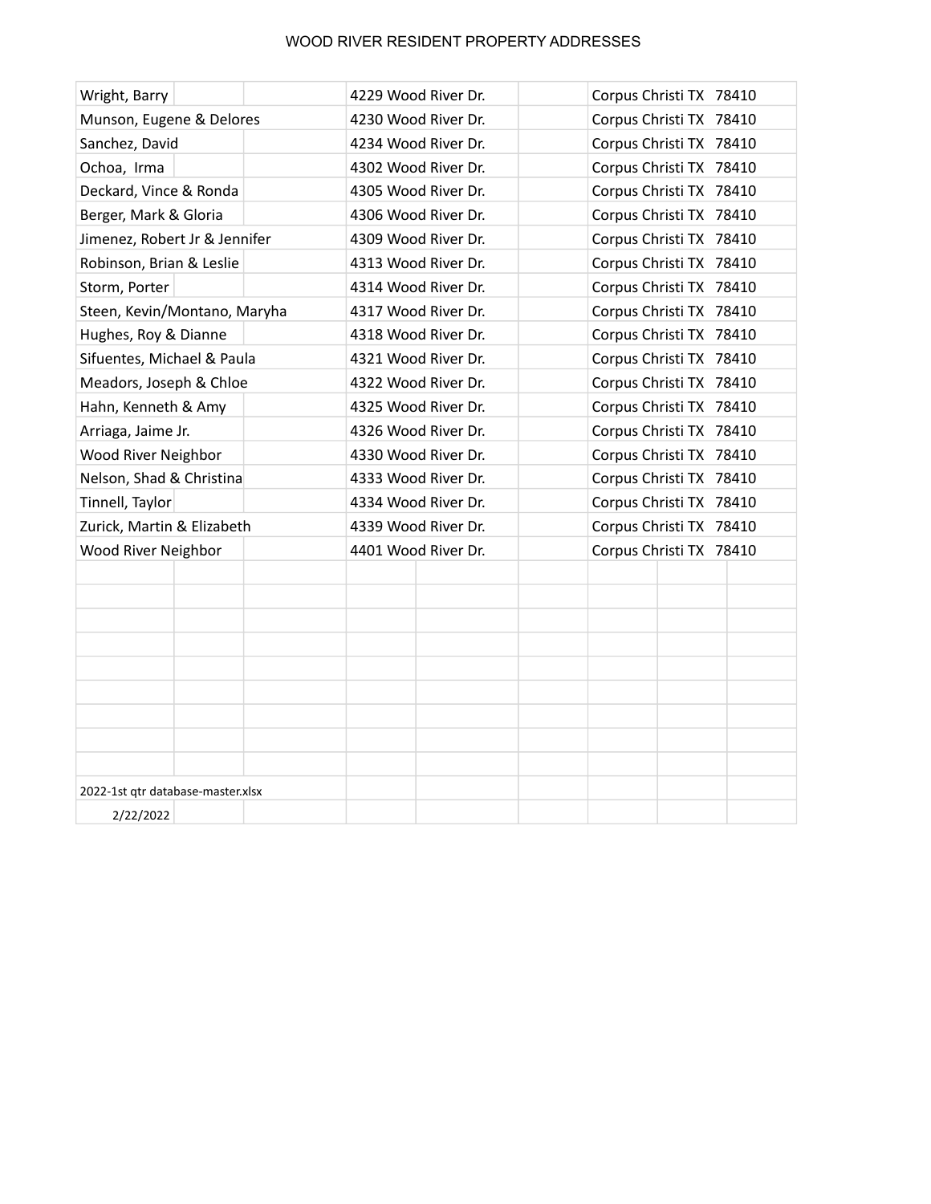WOOD RIVER RESIDENT PROPERTY ADDRESSES

| | | |
|---|---|---|
| Wright, Barry | 4229 Wood River Dr. | Corpus Christi TX 78410 |
| Munson, Eugene & Delores | 4230 Wood River Dr. | Corpus Christi TX 78410 |
| Sanchez, David | 4234 Wood River Dr. | Corpus Christi TX 78410 |
| Ochoa, Irma | 4302 Wood River Dr. | Corpus Christi TX 78410 |
| Deckard, Vince & Ronda | 4305 Wood River Dr. | Corpus Christi TX 78410 |
| Berger, Mark & Gloria | 4306 Wood River Dr. | Corpus Christi TX 78410 |
| Jimenez, Robert Jr & Jennifer | 4309 Wood River Dr. | Corpus Christi TX 78410 |
| Robinson, Brian & Leslie | 4313 Wood River Dr. | Corpus Christi TX 78410 |
| Storm, Porter | 4314 Wood River Dr. | Corpus Christi TX 78410 |
| Steen, Kevin/Montano, Maryha | 4317 Wood River Dr. | Corpus Christi TX 78410 |
| Hughes, Roy & Dianne | 4318 Wood River Dr. | Corpus Christi TX 78410 |
| Sifuentes, Michael & Paula | 4321 Wood River Dr. | Corpus Christi TX 78410 |
| Meadors, Joseph & Chloe | 4322 Wood River Dr. | Corpus Christi TX 78410 |
| Hahn, Kenneth & Amy | 4325 Wood River Dr. | Corpus Christi TX 78410 |
| Arriaga, Jaime Jr. | 4326 Wood River Dr. | Corpus Christi TX 78410 |
| Wood River Neighbor | 4330 Wood River Dr. | Corpus Christi TX 78410 |
| Nelson, Shad & Christina | 4333 Wood River Dr. | Corpus Christi TX 78410 |
| Tinnell, Taylor | 4334 Wood River Dr. | Corpus Christi TX 78410 |
| Zurick, Martin & Elizabeth | 4339 Wood River Dr. | Corpus Christi TX 78410 |
| Wood River Neighbor | 4401 Wood River Dr. | Corpus Christi TX 78410 |

2022-1st qtr database-master.xlsx

2/22/2022